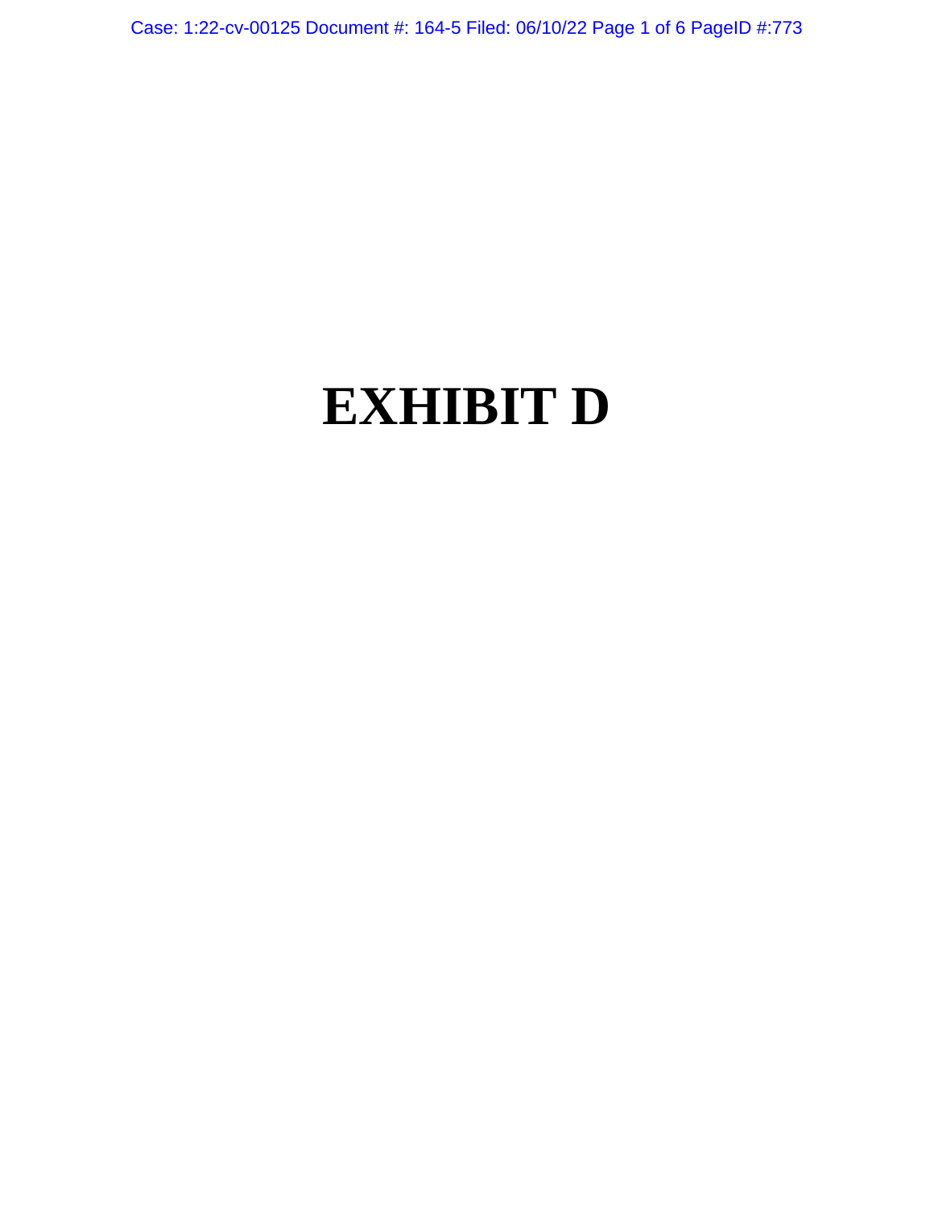# EXHIBIT D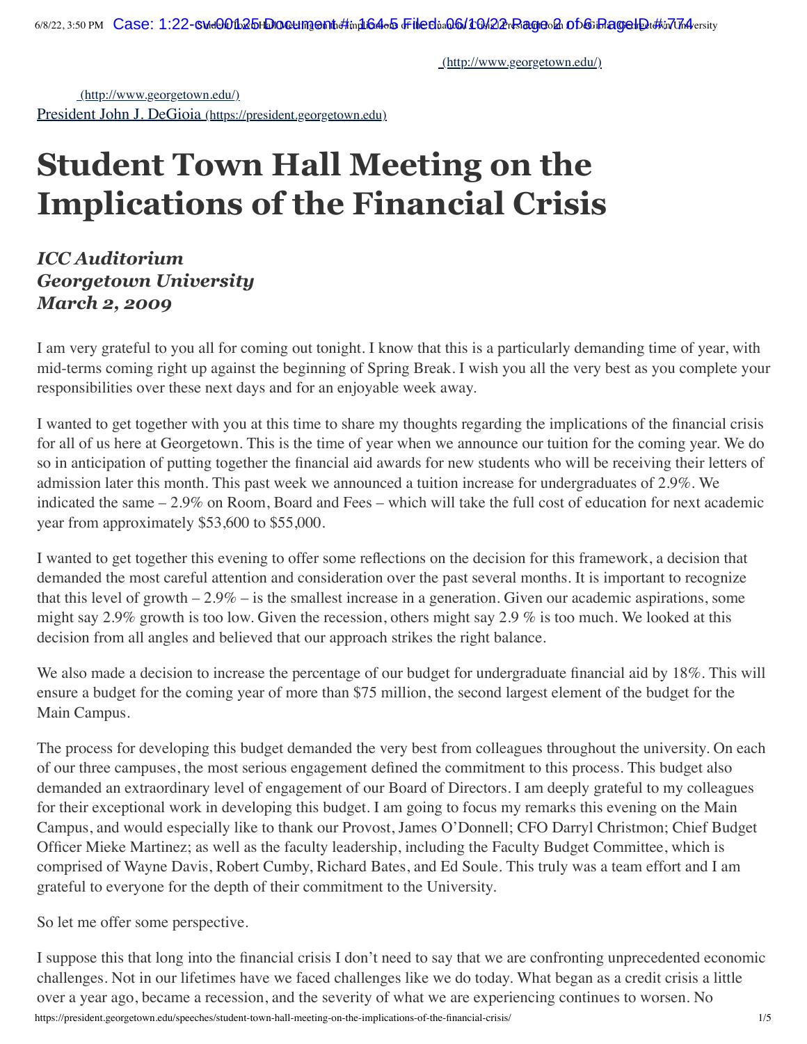[(http://www.georgetown.edu/)](http://www.georgetown.edu/)

[(http://www.georgetown.edu/)](http://www.georgetown.edu/)

[President John J. DeGioia (https://president.georgetown.edu)](https://president.georgetown.edu)

# Student Town Hall Meeting on the Implications of the Financial Crisis

***ICC Auditorium***
***Georgetown University***
***March 2, 2009***

I am very grateful to you all for coming out tonight. I know that this is a particularly demanding time of year, with mid-terms coming right up against the beginning of Spring Break. I wish you all the very best as you complete your responsibilities over these next days and for an enjoyable week away.

I wanted to get together with you at this time to share my thoughts regarding the implications of the financial crisis for all of us here at Georgetown. This is the time of year when we announce our tuition for the coming year. We do so in anticipation of putting together the financial aid awards for new students who will be receiving their letters of admission later this month. This past week we announced a tuition increase for undergraduates of 2.9%. We indicated the same – 2.9% on Room, Board and Fees – which will take the full cost of education for next academic year from approximately $53,600 to $55,000.

I wanted to get together this evening to offer some reflections on the decision for this framework, a decision that demanded the most careful attention and consideration over the past several months. It is important to recognize that this level of growth – 2.9% – is the smallest increase in a generation. Given our academic aspirations, some might say 2.9% growth is too low. Given the recession, others might say 2.9 % is too much. We looked at this decision from all angles and believed that our approach strikes the right balance.

We also made a decision to increase the percentage of our budget for undergraduate financial aid by 18%. This will ensure a budget for the coming year of more than $75 million, the second largest element of the budget for the Main Campus.

The process for developing this budget demanded the very best from colleagues throughout the university. On each of our three campuses, the most serious engagement defined the commitment to this process. This budget also demanded an extraordinary level of engagement of our Board of Directors. I am deeply grateful to my colleagues for their exceptional work in developing this budget. I am going to focus my remarks this evening on the Main Campus, and would especially like to thank our Provost, James O'Donnell; CFO Darryl Christmon; Chief Budget Officer Mieke Martinez; as well as the faculty leadership, including the Faculty Budget Committee, which is comprised of Wayne Davis, Robert Cumby, Richard Bates, and Ed Soule. This truly was a team effort and I am grateful to everyone for the depth of their commitment to the University.

So let me offer some perspective.

I suppose this that long into the financial crisis I don't need to say that we are confronting unprecedented economic challenges. Not in our lifetimes have we faced challenges like we do today. What began as a credit crisis a little over a year ago, became a recession, and the severity of what we are experiencing continues to worsen. No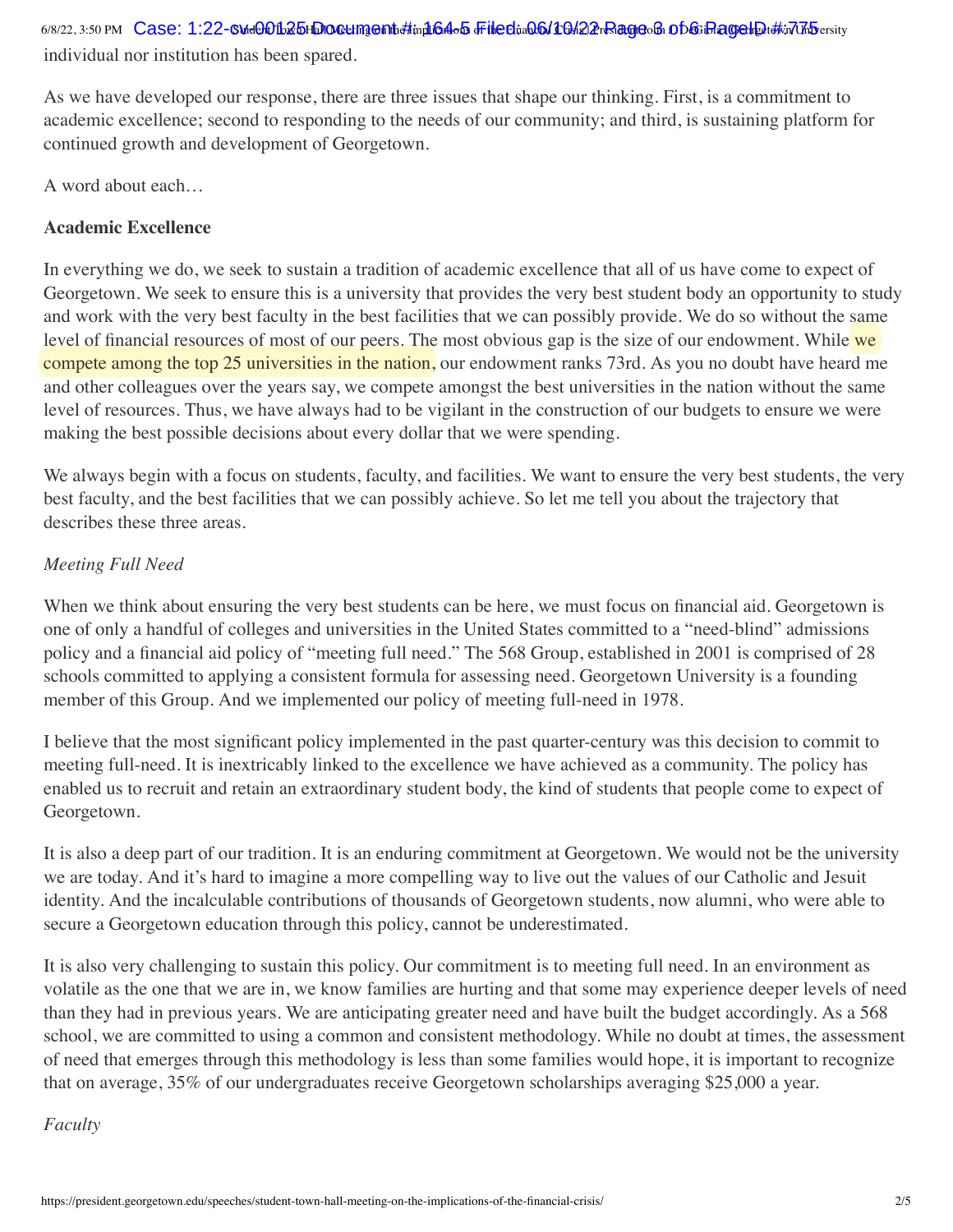individual nor institution has been spared.

As we have developed our response, there are three issues that shape our thinking. First, is a commitment to academic excellence; second to responding to the needs of our community; and third, is sustaining platform for continued growth and development of Georgetown.

A word about each…

**Academic Excellence**

In everything we do, we seek to sustain a tradition of academic excellence that all of us have come to expect of Georgetown. We seek to ensure this is a university that provides the very best student body an opportunity to study and work with the very best faculty in the best facilities that we can possibly provide. We do so without the same level of financial resources of most of our peers. The most obvious gap is the size of our endowment. While we compete among the top 25 universities in the nation, our endowment ranks 73rd. As you no doubt have heard me and other colleagues over the years say, we compete amongst the best universities in the nation without the same level of resources. Thus, we have always had to be vigilant in the construction of our budgets to ensure we were making the best possible decisions about every dollar that we were spending.

We always begin with a focus on students, faculty, and facilities. We want to ensure the very best students, the very best faculty, and the best facilities that we can possibly achieve. So let me tell you about the trajectory that describes these three areas.

*Meeting Full Need*

When we think about ensuring the very best students can be here, we must focus on financial aid. Georgetown is one of only a handful of colleges and universities in the United States committed to a "need-blind" admissions policy and a financial aid policy of "meeting full need." The 568 Group, established in 2001 is comprised of 28 schools committed to applying a consistent formula for assessing need. Georgetown University is a founding member of this Group. And we implemented our policy of meeting full-need in 1978.

I believe that the most significant policy implemented in the past quarter-century was this decision to commit to meeting full-need. It is inextricably linked to the excellence we have achieved as a community. The policy has enabled us to recruit and retain an extraordinary student body, the kind of students that people come to expect of Georgetown.

It is also a deep part of our tradition. It is an enduring commitment at Georgetown. We would not be the university we are today. And it's hard to imagine a more compelling way to live out the values of our Catholic and Jesuit identity. And the incalculable contributions of thousands of Georgetown students, now alumni, who were able to secure a Georgetown education through this policy, cannot be underestimated.

It is also very challenging to sustain this policy. Our commitment is to meeting full need. In an environment as volatile as the one that we are in, we know families are hurting and that some may experience deeper levels of need than they had in previous years. We are anticipating greater need and have built the budget accordingly. As a 568 school, we are committed to using a common and consistent methodology. While no doubt at times, the assessment of need that emerges through this methodology is less than some families would hope, it is important to recognize that on average, 35% of our undergraduates receive Georgetown scholarships averaging $25,000 a year.

*Faculty*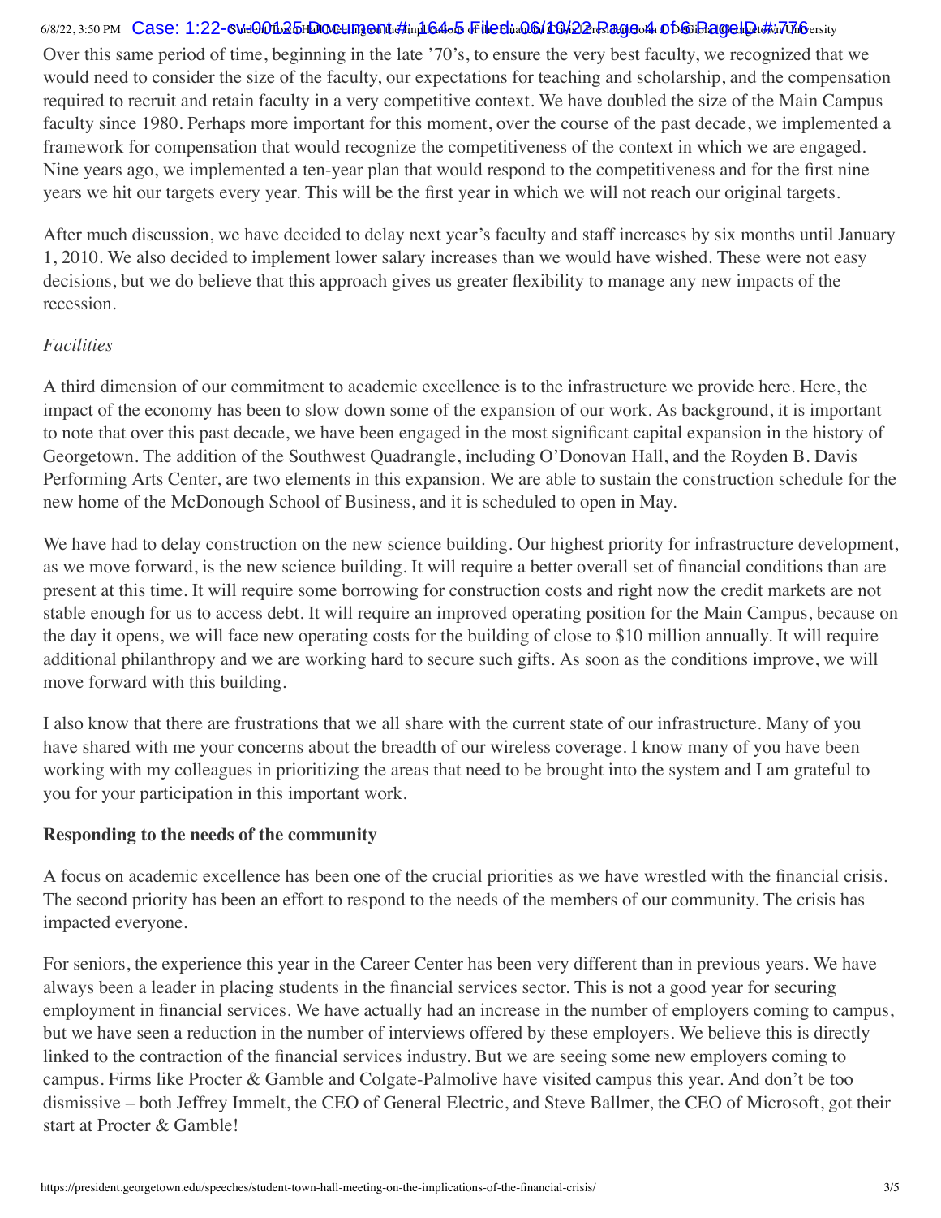Over this same period of time, beginning in the late '70's, to ensure the very best faculty, we recognized that we would need to consider the size of the faculty, our expectations for teaching and scholarship, and the compensation required to recruit and retain faculty in a very competitive context. We have doubled the size of the Main Campus faculty since 1980. Perhaps more important for this moment, over the course of the past decade, we implemented a framework for compensation that would recognize the competitiveness of the context in which we are engaged. Nine years ago, we implemented a ten-year plan that would respond to the competitiveness and for the first nine years we hit our targets every year. This will be the first year in which we will not reach our original targets.

After much discussion, we have decided to delay next year's faculty and staff increases by six months until January 1, 2010. We also decided to implement lower salary increases than we would have wished. These were not easy decisions, but we do believe that this approach gives us greater flexibility to manage any new impacts of the recession.

*Facilities*

A third dimension of our commitment to academic excellence is to the infrastructure we provide here. Here, the impact of the economy has been to slow down some of the expansion of our work. As background, it is important to note that over this past decade, we have been engaged in the most significant capital expansion in the history of Georgetown. The addition of the Southwest Quadrangle, including O'Donovan Hall, and the Royden B. Davis Performing Arts Center, are two elements in this expansion. We are able to sustain the construction schedule for the new home of the McDonough School of Business, and it is scheduled to open in May.

We have had to delay construction on the new science building. Our highest priority for infrastructure development, as we move forward, is the new science building. It will require a better overall set of financial conditions than are present at this time. It will require some borrowing for construction costs and right now the credit markets are not stable enough for us to access debt. It will require an improved operating position for the Main Campus, because on the day it opens, we will face new operating costs for the building of close to $10 million annually. It will require additional philanthropy and we are working hard to secure such gifts. As soon as the conditions improve, we will move forward with this building.

I also know that there are frustrations that we all share with the current state of our infrastructure. Many of you have shared with me your concerns about the breadth of our wireless coverage. I know many of you have been working with my colleagues in prioritizing the areas that need to be brought into the system and I am grateful to you for your participation in this important work.

**Responding to the needs of the community**

A focus on academic excellence has been one of the crucial priorities as we have wrestled with the financial crisis. The second priority has been an effort to respond to the needs of the members of our community. The crisis has impacted everyone.

For seniors, the experience this year in the Career Center has been very different than in previous years. We have always been a leader in placing students in the financial services sector. This is not a good year for securing employment in financial services. We have actually had an increase in the number of employers coming to campus, but we have seen a reduction in the number of interviews offered by these employers. We believe this is directly linked to the contraction of the financial services industry. But we are seeing some new employers coming to campus. Firms like Procter & Gamble and Colgate-Palmolive have visited campus this year. And don't be too dismissive – both Jeffrey Immelt, the CEO of General Electric, and Steve Ballmer, the CEO of Microsoft, got their start at Procter & Gamble!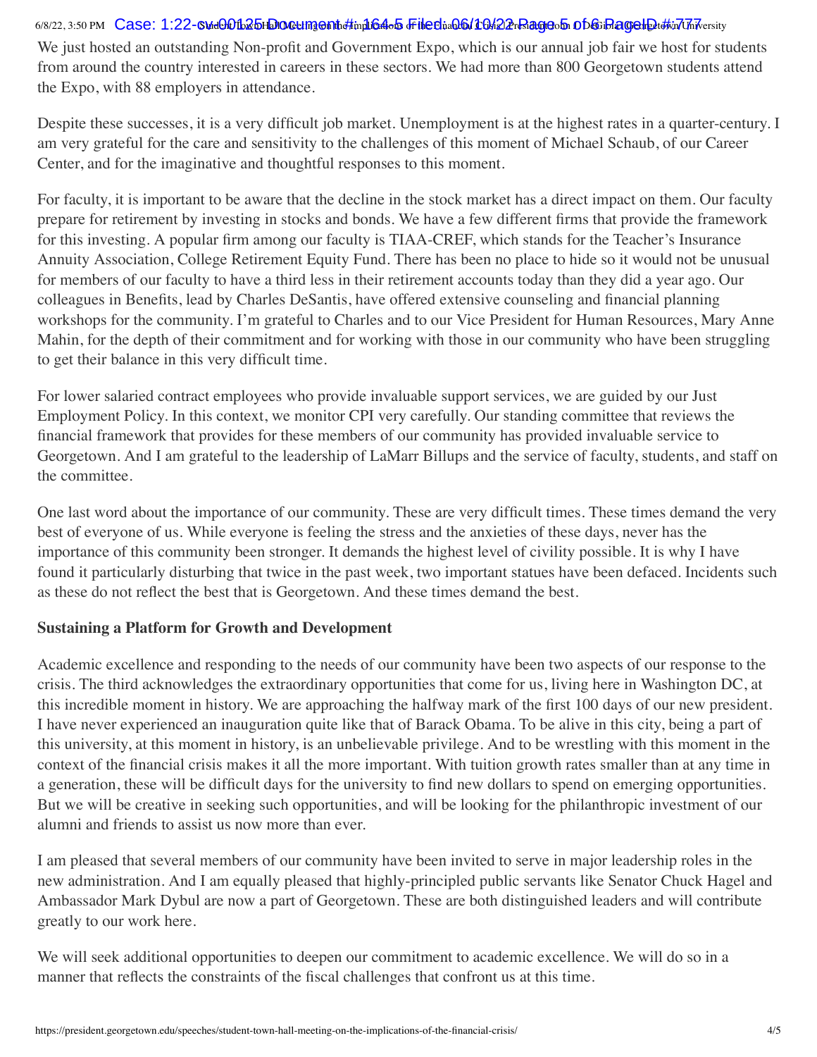We just hosted an outstanding Non-profit and Government Expo, which is our annual job fair we host for students from around the country interested in careers in these sectors. We had more than 800 Georgetown students attend the Expo, with 88 employers in attendance.

Despite these successes, it is a very difficult job market. Unemployment is at the highest rates in a quarter-century. I am very grateful for the care and sensitivity to the challenges of this moment of Michael Schaub, of our Career Center, and for the imaginative and thoughtful responses to this moment.

For faculty, it is important to be aware that the decline in the stock market has a direct impact on them. Our faculty prepare for retirement by investing in stocks and bonds. We have a few different firms that provide the framework for this investing. A popular firm among our faculty is TIAA-CREF, which stands for the Teacher's Insurance Annuity Association, College Retirement Equity Fund. There has been no place to hide so it would not be unusual for members of our faculty to have a third less in their retirement accounts today than they did a year ago. Our colleagues in Benefits, lead by Charles DeSantis, have offered extensive counseling and financial planning workshops for the community. I'm grateful to Charles and to our Vice President for Human Resources, Mary Anne Mahin, for the depth of their commitment and for working with those in our community who have been struggling to get their balance in this very difficult time.

For lower salaried contract employees who provide invaluable support services, we are guided by our Just Employment Policy. In this context, we monitor CPI very carefully. Our standing committee that reviews the financial framework that provides for these members of our community has provided invaluable service to Georgetown. And I am grateful to the leadership of LaMarr Billups and the service of faculty, students, and staff on the committee.

One last word about the importance of our community. These are very difficult times. These times demand the very best of everyone of us. While everyone is feeling the stress and the anxieties of these days, never has the importance of this community been stronger. It demands the highest level of civility possible. It is why I have found it particularly disturbing that twice in the past week, two important statues have been defaced. Incidents such as these do not reflect the best that is Georgetown. And these times demand the best.

**Sustaining a Platform for Growth and Development**

Academic excellence and responding to the needs of our community have been two aspects of our response to the crisis. The third acknowledges the extraordinary opportunities that come for us, living here in Washington DC, at this incredible moment in history. We are approaching the halfway mark of the first 100 days of our new president. I have never experienced an inauguration quite like that of Barack Obama. To be alive in this city, being a part of this university, at this moment in history, is an unbelievable privilege. And to be wrestling with this moment in the context of the financial crisis makes it all the more important. With tuition growth rates smaller than at any time in a generation, these will be difficult days for the university to find new dollars to spend on emerging opportunities. But we will be creative in seeking such opportunities, and will be looking for the philanthropic investment of our alumni and friends to assist us now more than ever.

I am pleased that several members of our community have been invited to serve in major leadership roles in the new administration. And I am equally pleased that highly-principled public servants like Senator Chuck Hagel and Ambassador Mark Dybul are now a part of Georgetown. These are both distinguished leaders and will contribute greatly to our work here.

We will seek additional opportunities to deepen our commitment to academic excellence. We will do so in a manner that reflects the constraints of the fiscal challenges that confront us at this time.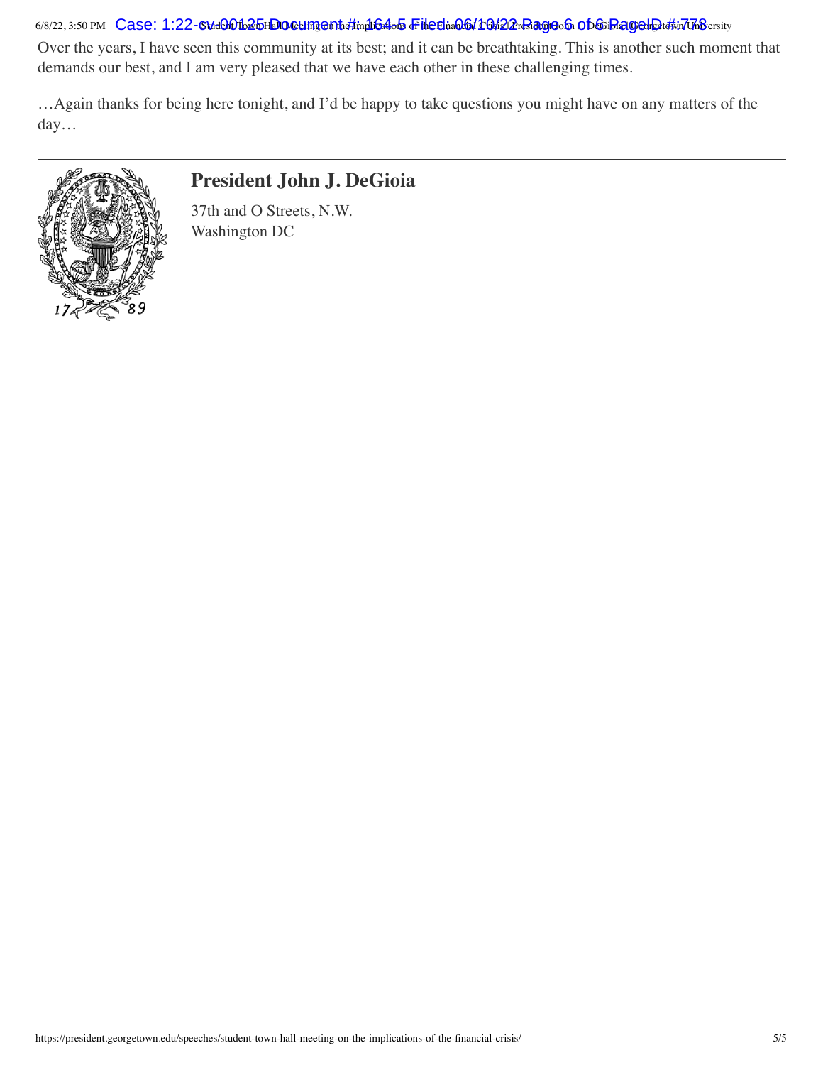Over the years, I have seen this community at its best; and it can be breathtaking. This is another such moment that demands our best, and I am very pleased that we have each other in these challenging times.

…Again thanks for being here tonight, and I'd be happy to take questions you might have on any matters of the day…

---

## President John J. DeGioia

37th and O Streets, N.W.
Washington DC